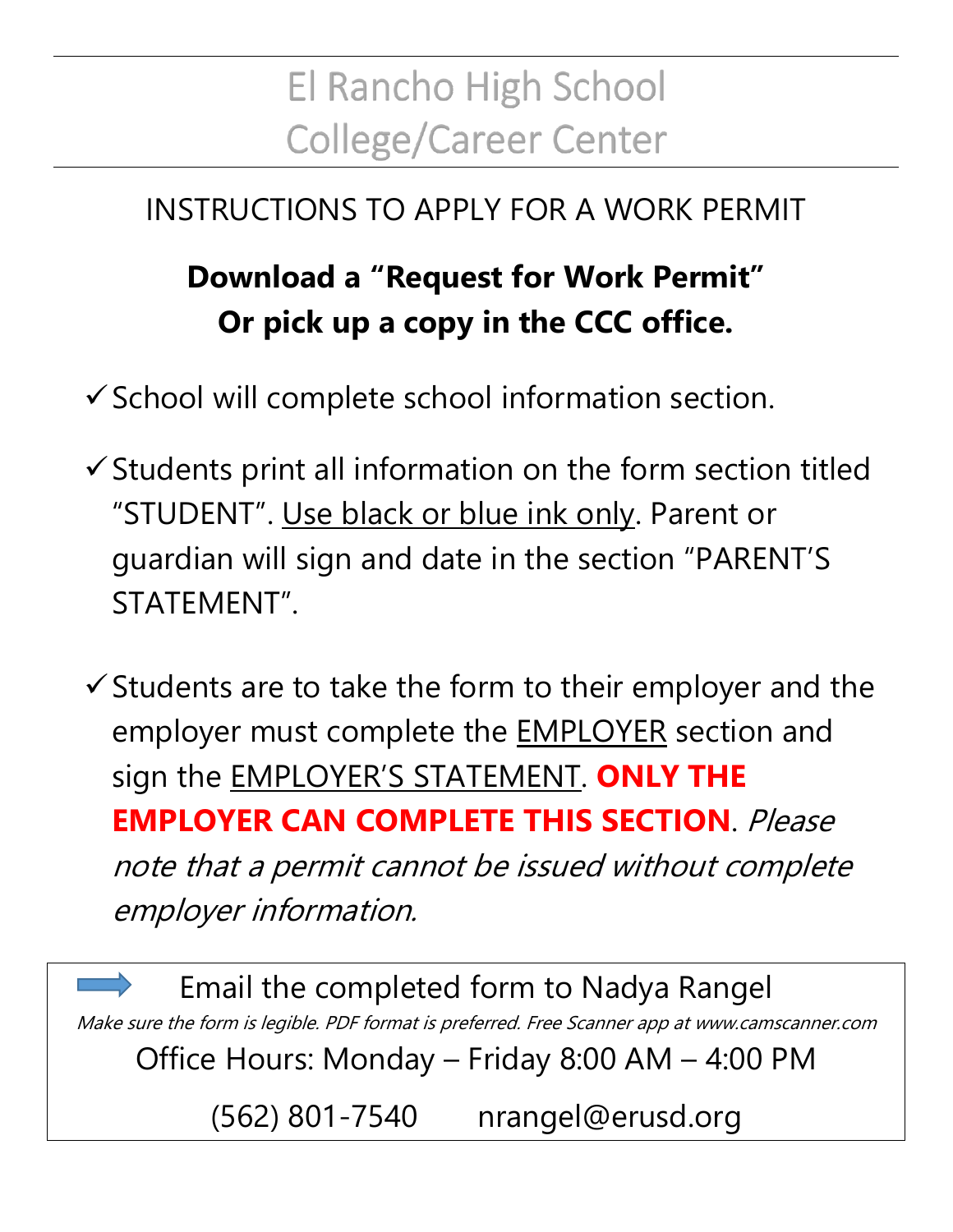# El Rancho High School
# College/Career Center

INSTRUCTIONS TO APPLY FOR A WORK PERMIT

**Download a "Request for Work Permit"**
**Or pick up a copy in the CCC office.**

- ✓ School will complete school information section.
- ✓ Students print all information on the form section titled "STUDENT". Use black or blue ink only. Parent or guardian will sign and date in the section "PARENT'S STATEMENT".
- ✓ Students are to take the form to their employer and the employer must complete the EMPLOYER section and sign the EMPLOYER'S STATEMENT. **ONLY THE EMPLOYER CAN COMPLETE THIS SECTION**. *Please note that a permit cannot be issued without complete employer information.*

➡ Email the completed form to Nadya Rangel

*Make sure the form is legible. PDF format is preferred. Free Scanner app at www.camscanner.com*

Office Hours: Monday – Friday 8:00 AM – 4:00 PM

(562) 801-7540 nrangel@erusd.org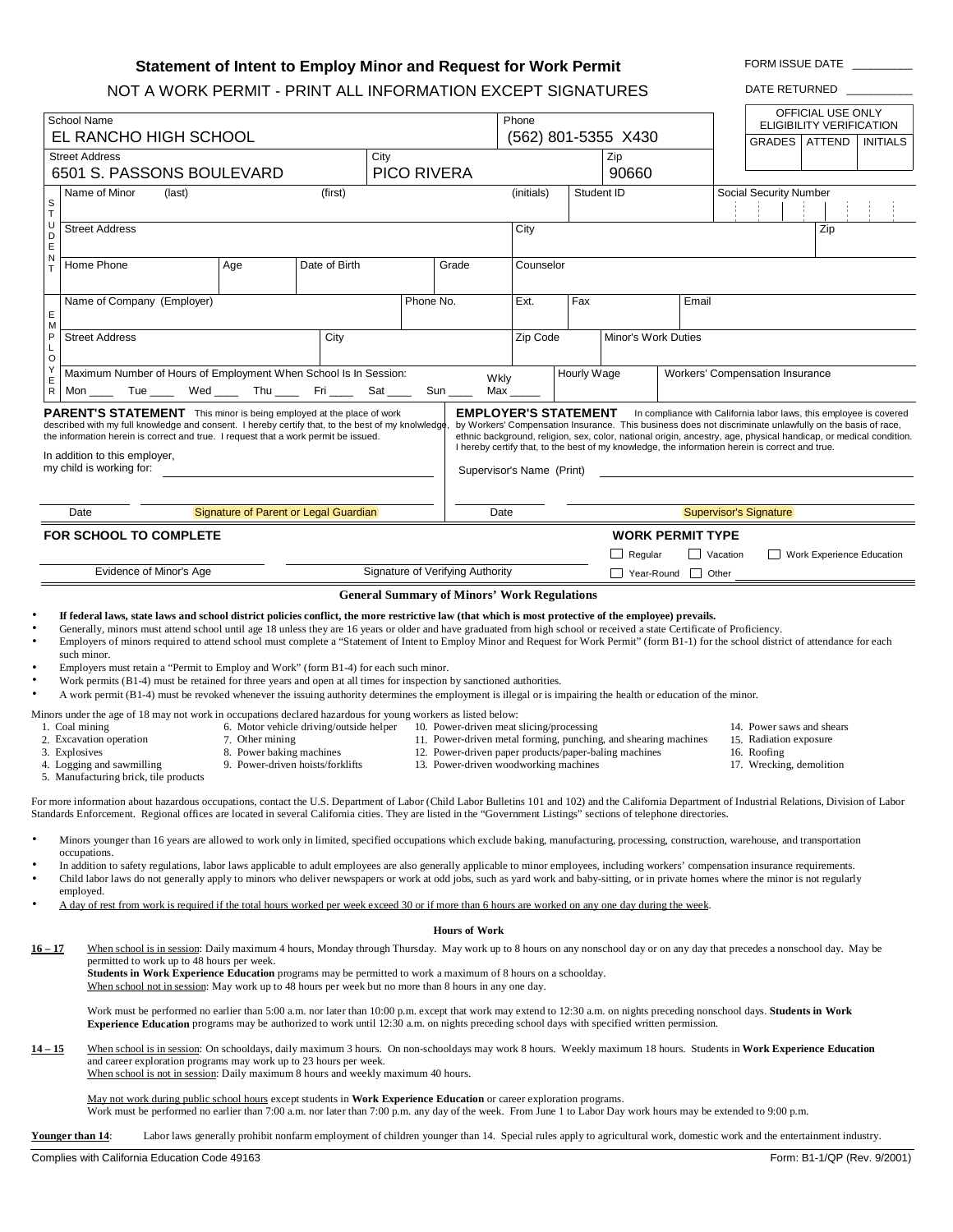# Statement of Intent to Employ Minor and Request for Work Permit

NOT A WORK PERMIT - PRINT ALL INFORMATION EXCEPT SIGNATURES

FORM ISSUE DATE __________

DATE RETURNED __________

| | | | |
|---|---|---|---|
| School Name: EL RANCHO HIGH SCHOOL | | Phone: (562) 801-5355 X430 | |
| Street Address: 6501 S. PASSONS BOULEVARD | City: PICO RIVERA | | Zip: 90660 |

| OFFICIAL USE ONLY ELIGIBILITY VERIFICATION | | |
|---|---|---|
| GRADES | ATTEND | INITIALS |
| | | |

**STUDENT**

| | | | | | | |
|---|---|---|---|---|---|---|
| Name of Minor (last) | (first) | | (initials) | Student ID | | Social Security Number |
| Street Address | | | City | | | Zip |
| Home Phone | Age | Date of Birth | Grade | Counselor | | |

**EMPLOYER**

| | | | | | |
|---|---|---|---|---|---|
| Name of Company (Employer) | | Phone No. | Ext. | Fax | Email |
| Street Address | City | | Zip Code | Minor's Work Duties | |
| Maximum Number of Hours of Employment When School Is In Session: Mon ____ Tue ____ Wed ____ Thu ____ Fri ____ Sat ____ Sun ____ | | Wkly Max _____ | | Hourly Wage | Workers' Compensation Insurance |

**PARENT'S STATEMENT** This minor is being employed at the place of work described with my full knowledge and consent. I hereby certify that, to the best of my knolwledge, the information herein is correct and true. I request that a work permit be issued.

In addition to this employer, my child is working for: ____________________

Date ______ Signature of Parent or Legal Guardian ____________________

**EMPLOYER'S STATEMENT** In compliance with California labor laws, this employee is covered by Workers' Compensation Insurance. This business does not discriminate unlawfully on the basis of race, ethnic background, religion, sex, color, national origin, ancestry, age, physical handicap, or medical condition. I hereby certify that, to the best of my knowledge, the information herein is correct and true.

Supervisor's Name (Print) ____________________

Date ______ Supervisor's Signature ____________________

**FOR SCHOOL TO COMPLETE**

Evidence of Minor's Age ____________________ Signature of Verifying Authority ____________________

**WORK PERMIT TYPE**

☐ Regular ☐ Vacation ☐ Work Experience Education

☐ Year-Round ☐ Other ____________

## General Summary of Minors' Work Regulations

- **If federal laws, state laws and school district policies conflict, the more restrictive law (that which is most protective of the employee) prevails.**
- Generally, minors must attend school until age 18 unless they are 16 years or older and have graduated from high school or received a state Certificate of Proficiency.
- Employers of minors required to attend school must complete a "Statement of Intent to Employ Minor and Request for Work Permit" (form B1-1) for the school district of attendance for each such minor.
- Employers must retain a "Permit to Employ and Work" (form B1-4) for each such minor.
- Work permits (B1-4) must be retained for three years and open at all times for inspection by sanctioned authorities.
- A work permit (B1-4) must be revoked whenever the issuing authority determines the employment is illegal or is impairing the health or education of the minor.

Minors under the age of 18 may not work in occupations declared hazardous for young workers as listed below:

1. Coal mining
2. Excavation operation
3. Explosives
4. Logging and sawmilling
5. Manufacturing brick, tile products
6. Motor vehicle driving/outside helper
7. Other mining
8. Power baking machines
9. Power-driven hoists/forklifts
10. Power-driven meat slicing/processing
11. Power-driven metal forming, punching, and shearing machines
12. Power-driven paper products/paper-baling machines
13. Power-driven woodworking machines
14. Power saws and shears
15. Radiation exposure
16. Roofing
17. Wrecking, demolition

For more information about hazardous occupations, contact the U.S. Department of Labor (Child Labor Bulletins 101 and 102) and the California Department of Industrial Relations, Division of Labor Standards Enforcement. Regional offices are located in several California cities. They are listed in the "Government Listings" sections of telephone directories.

- Minors younger than 16 years are allowed to work only in limited, specified occupations which exclude baking, manufacturing, processing, construction, warehouse, and transportation occupations.
- In addition to safety regulations, labor laws applicable to adult employees are also generally applicable to minor employees, including workers' compensation insurance requirements.
- Child labor laws do not generally apply to minors who deliver newspapers or work at odd jobs, such as yard work and baby-sitting, or in private homes where the minor is not regularly employed.
- A day of rest from work is required if the total hours worked per week exceed 30 or if more than 6 hours are worked on any one day during the week.

### Hours of Work

**16 – 17** When school is in session: Daily maximum 4 hours, Monday through Thursday. May work up to 8 hours on any nonschool day or on any day that precedes a nonschool day. May be permitted to work up to 48 hours per week.
**Students in Work Experience Education** programs may be permitted to work a maximum of 8 hours on a schoolday.
When school not in session: May work up to 48 hours per week but no more than 8 hours in any one day.

Work must be performed no earlier than 5:00 a.m. nor later than 10:00 p.m. except that work may extend to 12:30 a.m. on nights preceding nonschool days. **Students in Work Experience Education** programs may be authorized to work until 12:30 a.m. on nights preceding school days with specified written permission.

**14 – 15** When school is in session: On schooldays, daily maximum 3 hours. On non-schooldays may work 8 hours. Weekly maximum 18 hours. Students in **Work Experience Education** and career exploration programs may work up to 23 hours per week.
When school is not in session: Daily maximum 8 hours and weekly maximum 40 hours.

May not work during public school hours except students in **Work Experience Education** or career exploration programs.
Work must be performed no earlier than 7:00 a.m. nor later than 7:00 p.m. any day of the week. From June 1 to Labor Day work hours may be extended to 9:00 p.m.

**Younger than 14**: Labor laws generally prohibit nonfarm employment of children younger than 14. Special rules apply to agricultural work, domestic work and the entertainment industry.

Complies with California Education Code 49163 Form: B1-1/QP (Rev. 9/2001)